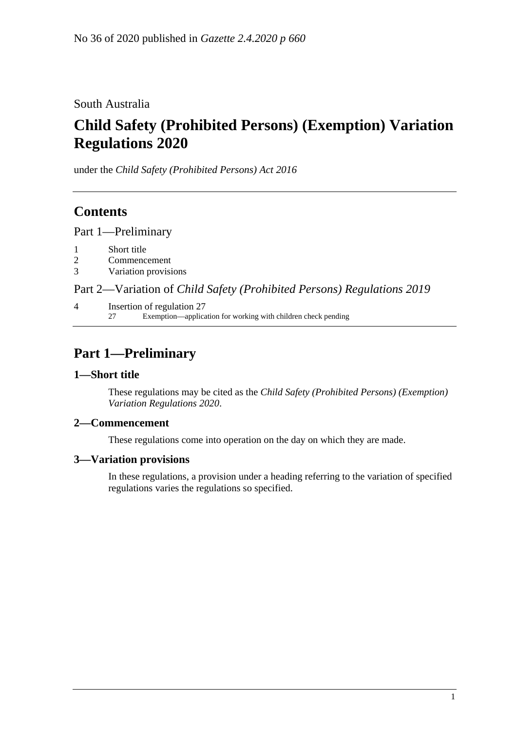No 36 of 2020 published in *Gazette 2.4.2020 p 660*

South Australia

# Child Safety (Prohibited Persons) (Exemption) Variation Regulations 2020

under the *Child Safety (Prohibited Persons) Act 2016*

## Contents

Part 1—Preliminary

1 Short title
2 Commencement
3 Variation provisions

Part 2—Variation of *Child Safety (Prohibited Persons) Regulations 2019*

4 Insertion of regulation 27
 27 Exemption—application for working with children check pending

## Part 1—Preliminary

### 1—Short title

These regulations may be cited as the *Child Safety (Prohibited Persons) (Exemption) Variation Regulations 2020*.

### 2—Commencement

These regulations come into operation on the day on which they are made.

### 3—Variation provisions

In these regulations, a provision under a heading referring to the variation of specified regulations varies the regulations so specified.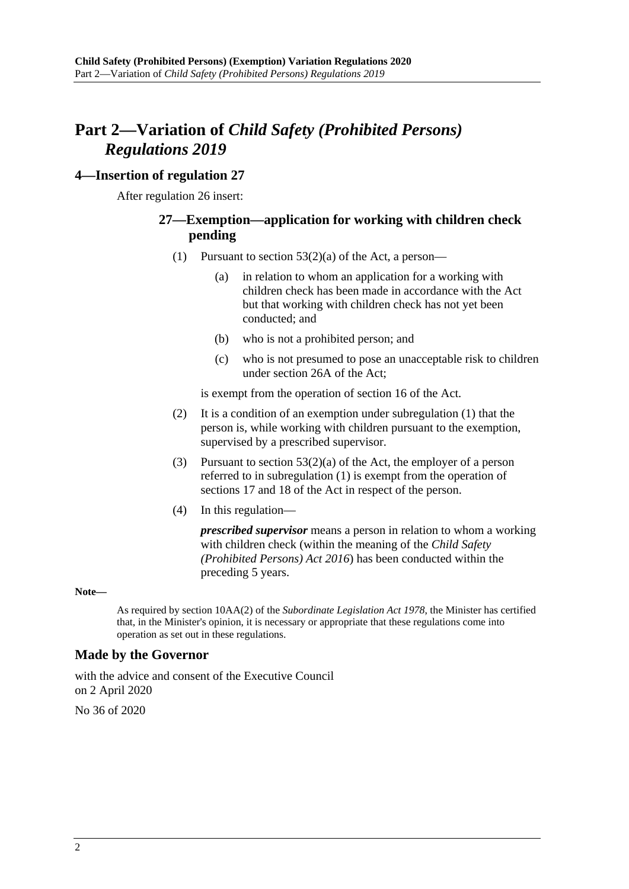# Part 2—Variation of *Child Safety (Prohibited Persons) Regulations 2019*

## 4—Insertion of regulation 27

After regulation 26 insert:

### 27—Exemption—application for working with children check pending

(1) Pursuant to section 53(2)(a) of the Act, a person—

(a) in relation to whom an application for a working with children check has been made in accordance with the Act but that working with children check has not yet been conducted; and

(b) who is not a prohibited person; and

(c) who is not presumed to pose an unacceptable risk to children under section 26A of the Act;

is exempt from the operation of section 16 of the Act.

(2) It is a condition of an exemption under subregulation (1) that the person is, while working with children pursuant to the exemption, supervised by a prescribed supervisor.

(3) Pursuant to section 53(2)(a) of the Act, the employer of a person referred to in subregulation (1) is exempt from the operation of sections 17 and 18 of the Act in respect of the person.

(4) In this regulation—

***prescribed supervisor*** means a person in relation to whom a working with children check (within the meaning of the *Child Safety (Prohibited Persons) Act 2016*) has been conducted within the preceding 5 years.

**Note—**

As required by section 10AA(2) of the *Subordinate Legislation Act 1978*, the Minister has certified that, in the Minister's opinion, it is necessary or appropriate that these regulations come into operation as set out in these regulations.

## Made by the Governor

with the advice and consent of the Executive Council on 2 April 2020

No 36 of 2020